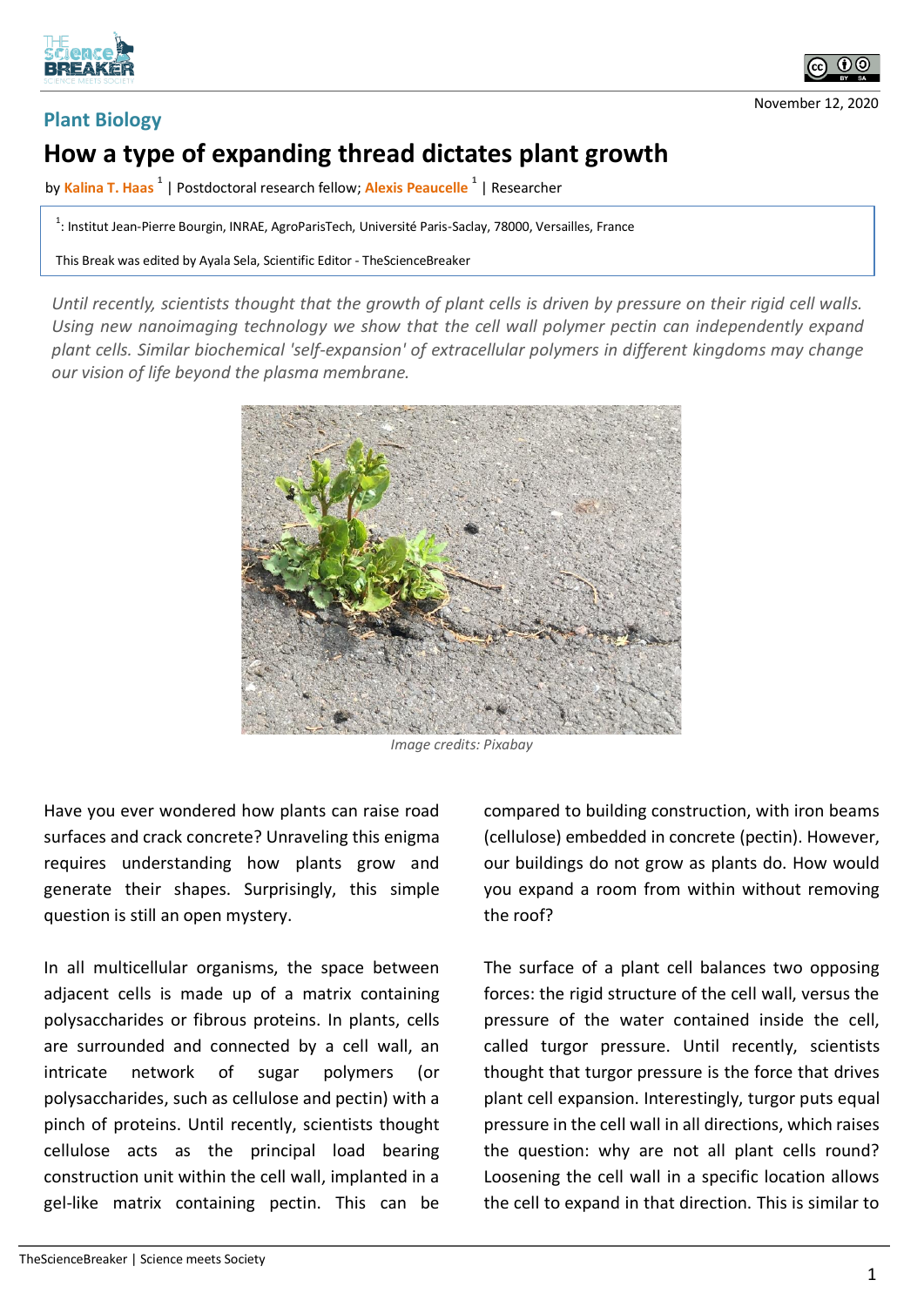Plant Biology

# How a type of expanding thread dictates plant growth

by **Kalina T. Haas** [1] | Postdoctoral research fellow; **Alexis Peaucelle** [1] | Researcher

[1]: Institut Jean-Pierre Bourgin, INRAE, AgroParisTech, Université Paris-Saclay, 78000, Versailles, France

This Break was edited by Ayala Sela, Scientific Editor - TheScienceBreaker

November 12, 2020

*Until recently, scientists thought that the growth of plant cells is driven by pressure on their rigid cell walls. Using new nanoimaging technology we show that the cell wall polymer pectin can independently expand plant cells. Similar biochemical 'self-expansion' of extracellular polymers in different kingdoms may change our vision of life beyond the plasma membrane.*

*Image credits: Pixabay*

Have you ever wondered how plants can raise road surfaces and crack concrete? Unraveling this enigma requires understanding how plants grow and generate their shapes. Surprisingly, this simple question is still an open mystery.

In all multicellular organisms, the space between adjacent cells is made up of a matrix containing polysaccharides or fibrous proteins. In plants, cells are surrounded and connected by a cell wall, an intricate network of sugar polymers (or polysaccharides, such as cellulose and pectin) with a pinch of proteins. Until recently, scientists thought cellulose acts as the principal load bearing construction unit within the cell wall, implanted in a gel-like matrix containing pectin. This can be compared to building construction, with iron beams (cellulose) embedded in concrete (pectin). However, our buildings do not grow as plants do. How would you expand a room from within without removing the roof?

The surface of a plant cell balances two opposing forces: the rigid structure of the cell wall, versus the pressure of the water contained inside the cell, called turgor pressure. Until recently, scientists thought that turgor pressure is the force that drives plant cell expansion. Interestingly, turgor puts equal pressure in the cell wall in all directions, which raises the question: why are not all plant cells round? Loosening the cell wall in a specific location allows the cell to expand in that direction. This is similar to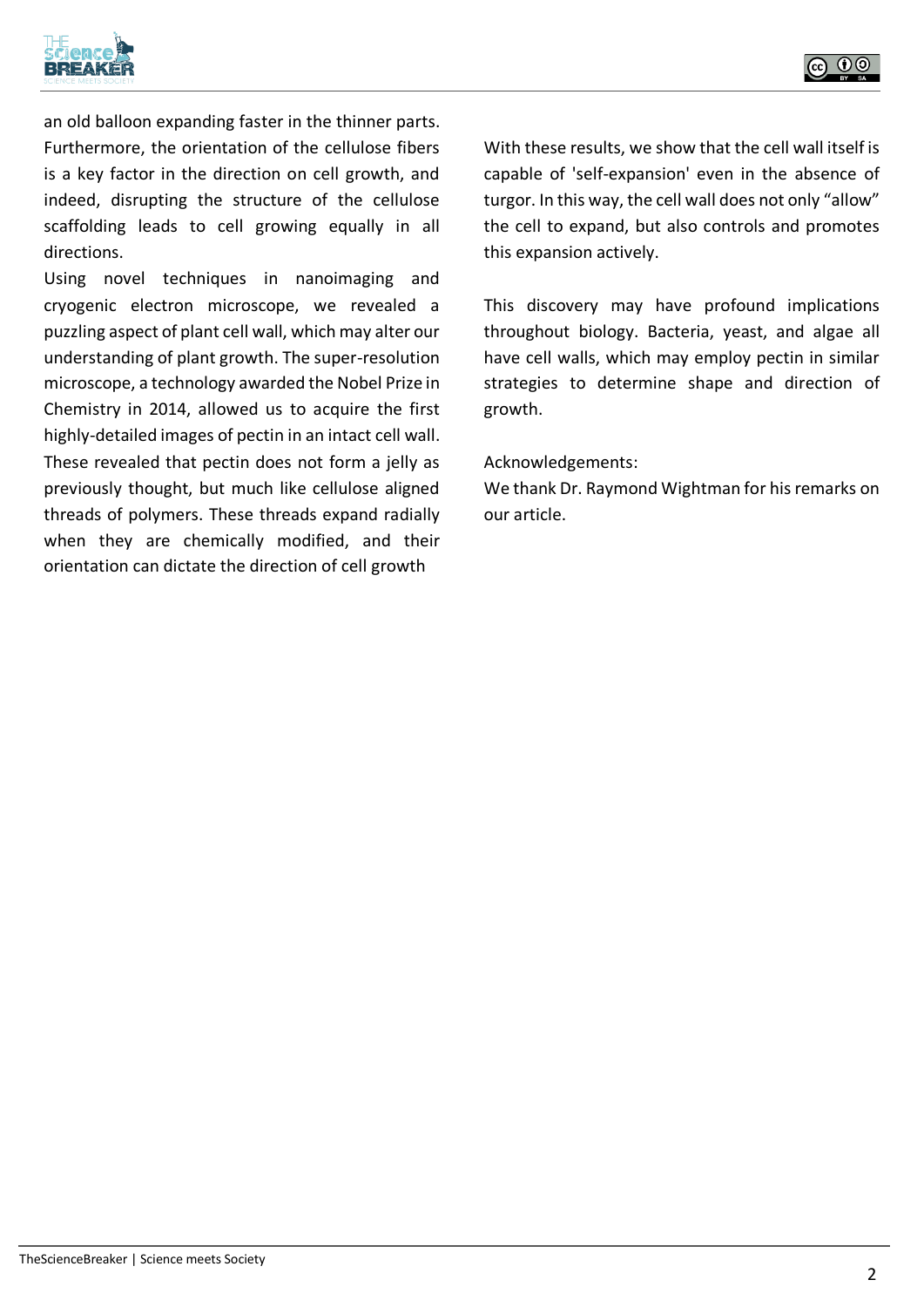an old balloon expanding faster in the thinner parts. Furthermore, the orientation of the cellulose fibers is a key factor in the direction on cell growth, and indeed, disrupting the structure of the cellulose scaffolding leads to cell growing equally in all directions.

Using novel techniques in nanoimaging and cryogenic electron microscope, we revealed a puzzling aspect of plant cell wall, which may alter our understanding of plant growth. The super-resolution microscope, a technology awarded the Nobel Prize in Chemistry in 2014, allowed us to acquire the first highly-detailed images of pectin in an intact cell wall. These revealed that pectin does not form a jelly as previously thought, but much like cellulose aligned threads of polymers. These threads expand radially when they are chemically modified, and their orientation can dictate the direction of cell growth

With these results, we show that the cell wall itself is capable of 'self-expansion' even in the absence of turgor. In this way, the cell wall does not only "allow" the cell to expand, but also controls and promotes this expansion actively.

This discovery may have profound implications throughout biology. Bacteria, yeast, and algae all have cell walls, which may employ pectin in similar strategies to determine shape and direction of growth.

Acknowledgements:

We thank Dr. Raymond Wightman for his remarks on our article.